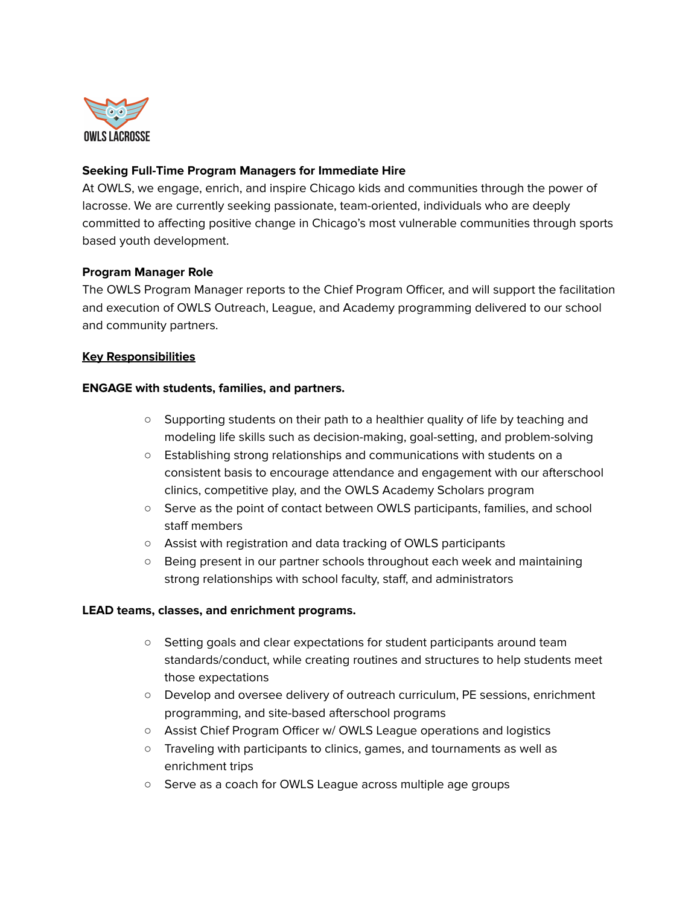OWLS LACROSSE

**Seeking Full-Time Program Managers for Immediate Hire**

At OWLS, we engage, enrich, and inspire Chicago kids and communities through the power of lacrosse. We are currently seeking passionate, team-oriented, individuals who are deeply committed to affecting positive change in Chicago's most vulnerable communities through sports based youth development.

**Program Manager Role**

The OWLS Program Manager reports to the Chief Program Officer, and will support the facilitation and execution of OWLS Outreach, League, and Academy programming delivered to our school and community partners.

**Key Responsibilities**

**ENGAGE with students, families, and partners.**

- Supporting students on their path to a healthier quality of life by teaching and modeling life skills such as decision-making, goal-setting, and problem-solving
- Establishing strong relationships and communications with students on a consistent basis to encourage attendance and engagement with our afterschool clinics, competitive play, and the OWLS Academy Scholars program
- Serve as the point of contact between OWLS participants, families, and school staff members
- Assist with registration and data tracking of OWLS participants
- Being present in our partner schools throughout each week and maintaining strong relationships with school faculty, staff, and administrators

**LEAD teams, classes, and enrichment programs.**

- Setting goals and clear expectations for student participants around team standards/conduct, while creating routines and structures to help students meet those expectations
- Develop and oversee delivery of outreach curriculum, PE sessions, enrichment programming, and site-based afterschool programs
- Assist Chief Program Officer w/ OWLS League operations and logistics
- Traveling with participants to clinics, games, and tournaments as well as enrichment trips
- Serve as a coach for OWLS League across multiple age groups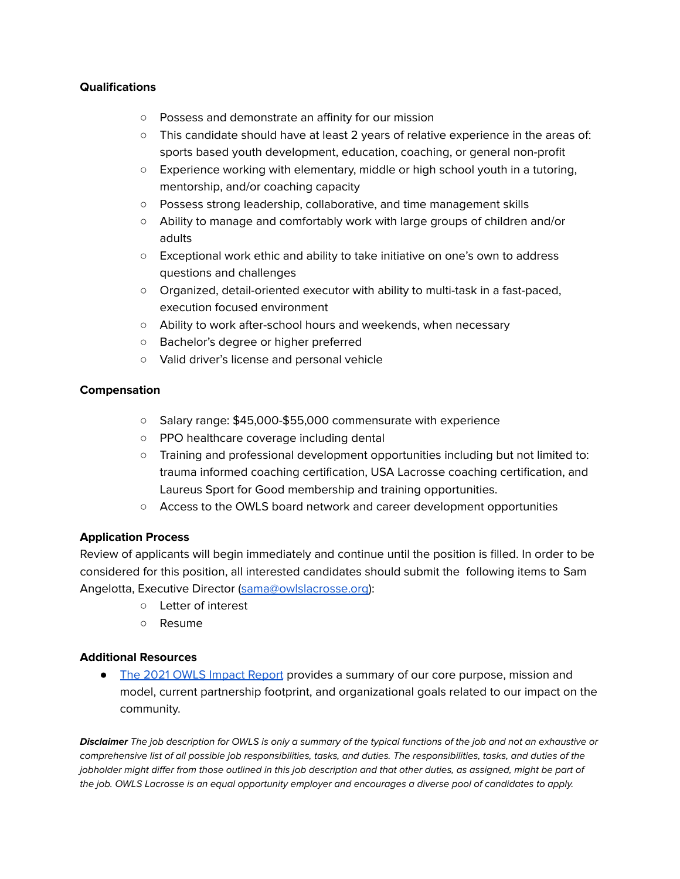**Qualifications**

- Possess and demonstrate an affinity for our mission
- This candidate should have at least 2 years of relative experience in the areas of: sports based youth development, education, coaching, or general non-profit
- Experience working with elementary, middle or high school youth in a tutoring, mentorship, and/or coaching capacity
- Possess strong leadership, collaborative, and time management skills
- Ability to manage and comfortably work with large groups of children and/or adults
- Exceptional work ethic and ability to take initiative on one's own to address questions and challenges
- Organized, detail-oriented executor with ability to multi-task in a fast-paced, execution focused environment
- Ability to work after-school hours and weekends, when necessary
- Bachelor's degree or higher preferred
- Valid driver's license and personal vehicle

**Compensation**

- Salary range: $45,000-$55,000 commensurate with experience
- PPO healthcare coverage including dental
- Training and professional development opportunities including but not limited to: trauma informed coaching certification, USA Lacrosse coaching certification, and Laureus Sport for Good membership and training opportunities.
- Access to the OWLS board network and career development opportunities

**Application Process**

Review of applicants will begin immediately and continue until the position is filled. In order to be considered for this position, all interested candidates should submit the following items to Sam Angelotta, Executive Director (sama@owlslacrosse.org):

- Letter of interest
- Resume

**Additional Resources**

- The 2021 OWLS Impact Report provides a summary of our core purpose, mission and model, current partnership footprint, and organizational goals related to our impact on the community.

***Disclaimer*** *The job description for OWLS is only a summary of the typical functions of the job and not an exhaustive or comprehensive list of all possible job responsibilities, tasks, and duties. The responsibilities, tasks, and duties of the jobholder might differ from those outlined in this job description and that other duties, as assigned, might be part of the job. OWLS Lacrosse is an equal opportunity employer and encourages a diverse pool of candidates to apply.*